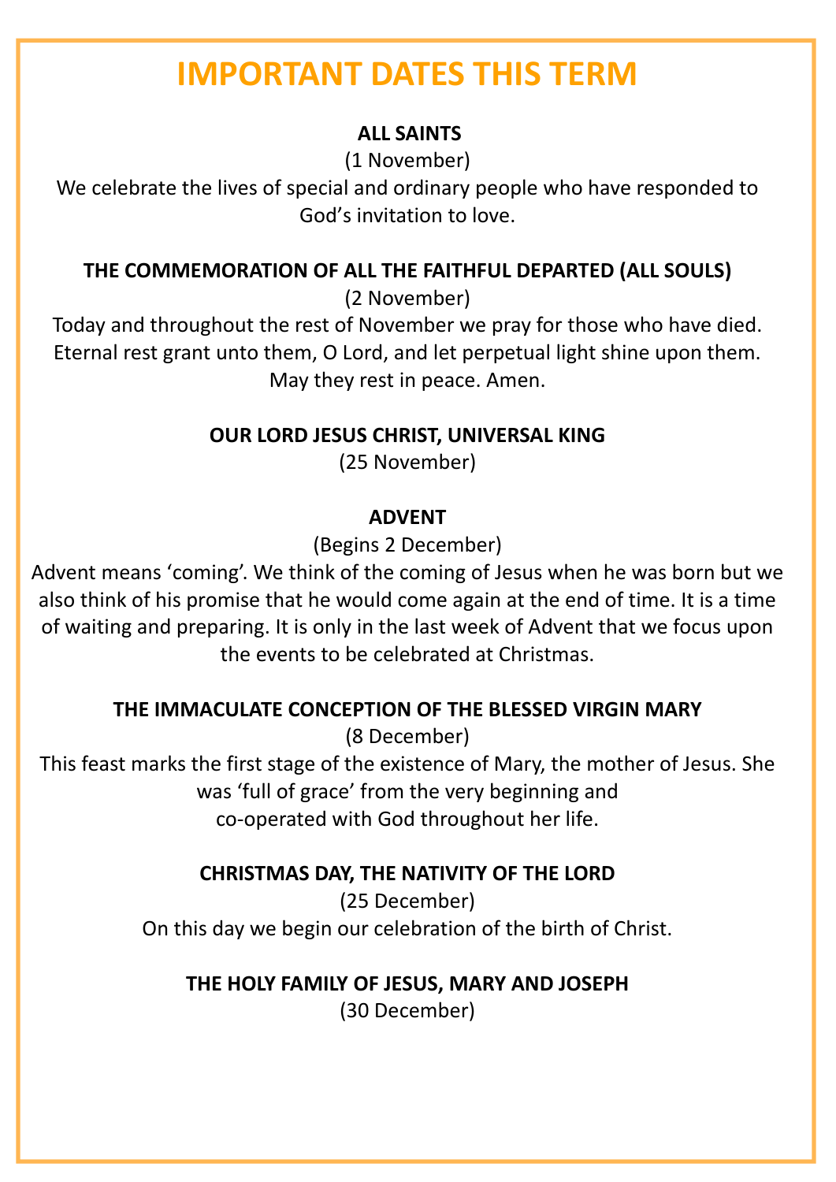# IMPORTANT DATES THIS TERM

**ALL SAINTS**

(1 November)

We celebrate the lives of special and ordinary people who have responded to God's invitation to love.

**THE COMMEMORATION OF ALL THE FAITHFUL DEPARTED (ALL SOULS)**

(2 November)

Today and throughout the rest of November we pray for those who have died. Eternal rest grant unto them, O Lord, and let perpetual light shine upon them. May they rest in peace. Amen.

**OUR LORD JESUS CHRIST, UNIVERSAL KING**

(25 November)

**ADVENT**

(Begins 2 December)

Advent means 'coming'. We think of the coming of Jesus when he was born but we also think of his promise that he would come again at the end of time. It is a time of waiting and preparing. It is only in the last week of Advent that we focus upon the events to be celebrated at Christmas.

**THE IMMACULATE CONCEPTION OF THE BLESSED VIRGIN MARY**

(8 December)

This feast marks the first stage of the existence of Mary, the mother of Jesus. She was 'full of grace' from the very beginning and co-operated with God throughout her life.

**CHRISTMAS DAY, THE NATIVITY OF THE LORD**

(25 December)

On this day we begin our celebration of the birth of Christ.

**THE HOLY FAMILY OF JESUS, MARY AND JOSEPH**

(30 December)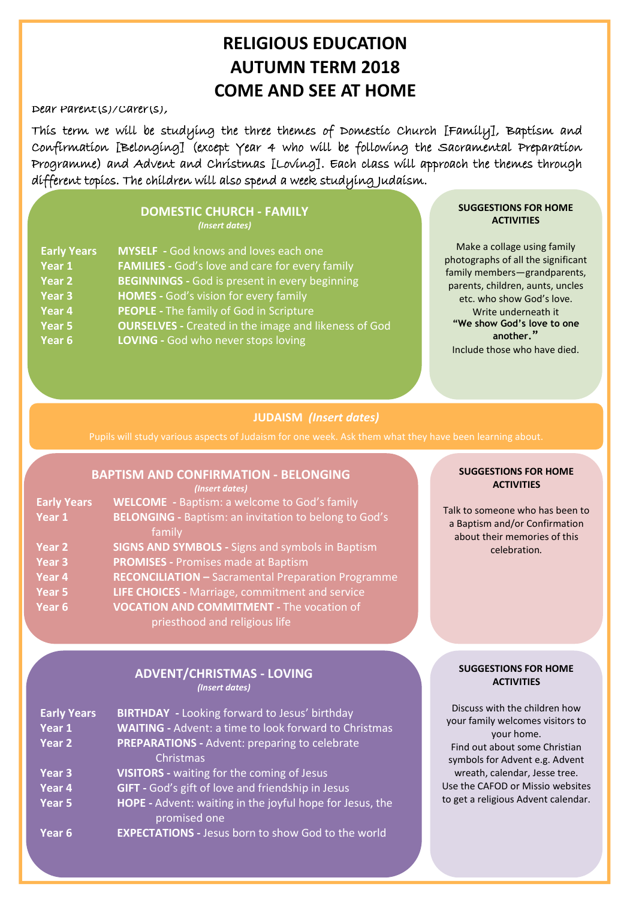# RELIGIOUS EDUCATION
# AUTUMN TERM 2018
# COME AND SEE AT HOME

Dear Parent(s)/Carer(s),

This term we will be studying the three themes of Domestic Church [Family], Baptism and Confirmation [Belonging] (except Year 4 who will be following the Sacramental Preparation Programme) and Advent and Christmas [Loving]. Each class will approach the themes through different topics. The children will also spend a week studying Judaism.

## DOMESTIC CHURCH - FAMILY

*(Insert dates)*

| | |
|---|---|
| **Early Years** | **MYSELF** - God knows and loves each one |
| **Year 1** | **FAMILIES** - God's love and care for every family |
| **Year 2** | **BEGINNINGS** - God is present in every beginning |
| **Year 3** | **HOMES** - God's vision for every family |
| **Year 4** | **PEOPLE** - The family of God in Scripture |
| **Year 5** | **OURSELVES** - Created in the image and likeness of God |
| **Year 6** | **LOVING** - God who never stops loving |

### SUGGESTIONS FOR HOME ACTIVITIES

Make a collage using family photographs of all the significant family members—grandparents, parents, children, aunts, uncles etc. who show God's love. Write underneath it **"We show God's love to one another."** Include those who have died.

## JUDAISM *(Insert dates)*

Pupils will study various aspects of Judaism for one week. Ask them what they have been learning about.

## BAPTISM AND CONFIRMATION - BELONGING

*(Insert dates)*

| | |
|---|---|
| **Early Years** | **WELCOME** - Baptism: a welcome to God's family |
| **Year 1** | **BELONGING** - Baptism: an invitation to belong to God's family |
| **Year 2** | **SIGNS AND SYMBOLS** - Signs and symbols in Baptism |
| **Year 3** | **PROMISES** - Promises made at Baptism |
| **Year 4** | **RECONCILIATION** – Sacramental Preparation Programme |
| **Year 5** | **LIFE CHOICES** - Marriage, commitment and service |
| **Year 6** | **VOCATION AND COMMITMENT** - The vocation of priesthood and religious life |

### SUGGESTIONS FOR HOME ACTIVITIES

Talk to someone who has been to a Baptism and/or Confirmation about their memories of this celebration.

## ADVENT/CHRISTMAS - LOVING

*(Insert dates)*

| | |
|---|---|
| **Early Years** | **BIRTHDAY** - Looking forward to Jesus' birthday |
| **Year 1** | **WAITING** - Advent: a time to look forward to Christmas |
| **Year 2** | **PREPARATIONS** - Advent: preparing to celebrate Christmas |
| **Year 3** | **VISITORS** - waiting for the coming of Jesus |
| **Year 4** | **GIFT** - God's gift of love and friendship in Jesus |
| **Year 5** | **HOPE** - Advent: waiting in the joyful hope for Jesus, the promised one |
| **Year 6** | **EXPECTATIONS** - Jesus born to show God to the world |

### SUGGESTIONS FOR HOME ACTIVITIES

Discuss with the children how your family welcomes visitors to your home.
Find out about some Christian symbols for Advent e.g. Advent wreath, calendar, Jesse tree.
Use the CAFOD or Missio websites to get a religious Advent calendar.